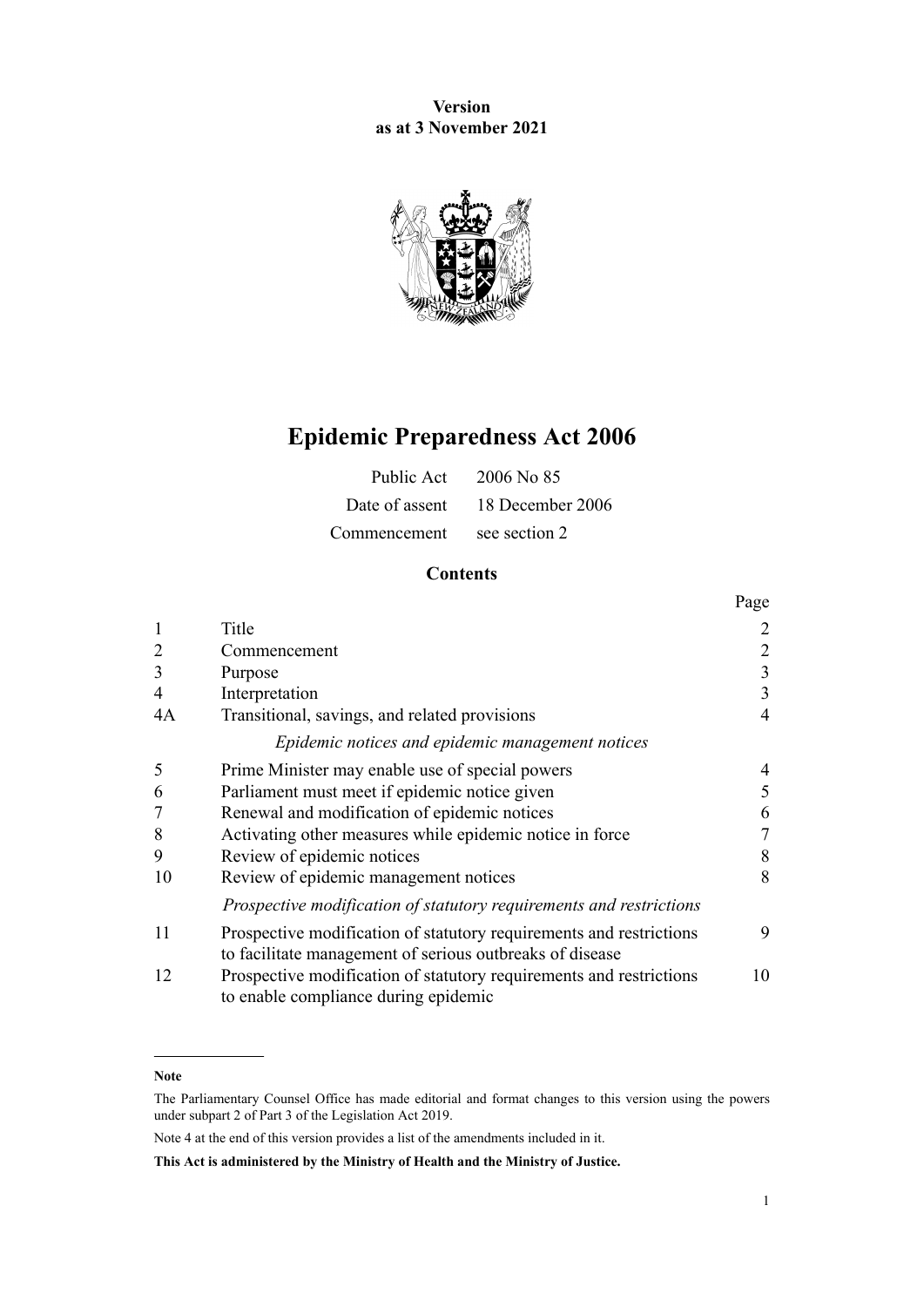**Version**
**as at 3 November 2021**

# Epidemic Preparedness Act 2006

| | |
|---|---|
| Public Act | 2006 No 85 |
| Date of assent | 18 December 2006 |
| Commencement | see section 2 |

## Contents

| | | Page |
|---|---|---|
| 1 | Title | 2 |
| 2 | Commencement | 2 |
| 3 | Purpose | 3 |
| 4 | Interpretation | 3 |
| 4A | Transitional, savings, and related provisions | 4 |
| | *Epidemic notices and epidemic management notices* | |
| 5 | Prime Minister may enable use of special powers | 4 |
| 6 | Parliament must meet if epidemic notice given | 5 |
| 7 | Renewal and modification of epidemic notices | 6 |
| 8 | Activating other measures while epidemic notice in force | 7 |
| 9 | Review of epidemic notices | 8 |
| 10 | Review of epidemic management notices | 8 |
| | *Prospective modification of statutory requirements and restrictions* | |
| 11 | Prospective modification of statutory requirements and restrictions to facilitate management of serious outbreaks of disease | 9 |
| 12 | Prospective modification of statutory requirements and restrictions to enable compliance during epidemic | 10 |

---

**Note**

The Parliamentary Counsel Office has made editorial and format changes to this version using the powers under subpart 2 of Part 3 of the Legislation Act 2019.

Note 4 at the end of this version provides a list of the amendments included in it.

**This Act is administered by the Ministry of Health and the Ministry of Justice.**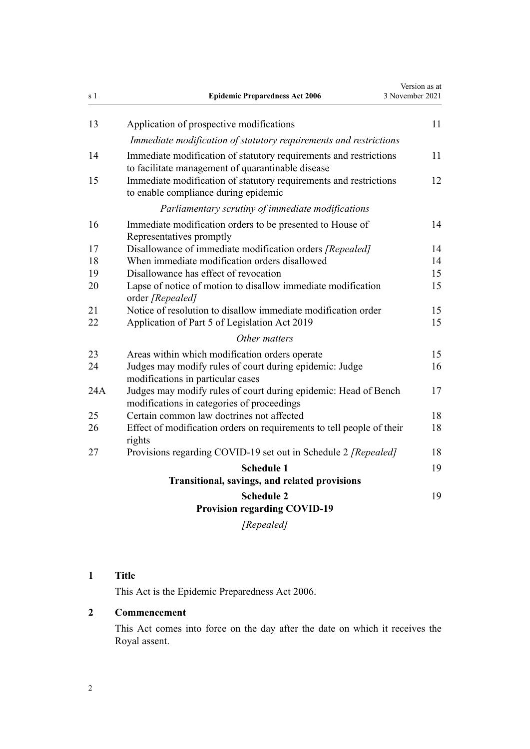| | | |
|---|---|---|
| 13 | Application of prospective modifications | 11 |
| | *Immediate modification of statutory requirements and restrictions* | |
| 14 | Immediate modification of statutory requirements and restrictions to facilitate management of quarantinable disease | 11 |
| 15 | Immediate modification of statutory requirements and restrictions to enable compliance during epidemic | 12 |
| | *Parliamentary scrutiny of immediate modifications* | |
| 16 | Immediate modification orders to be presented to House of Representatives promptly | 14 |
| 17 | Disallowance of immediate modification orders *[Repealed]* | 14 |
| 18 | When immediate modification orders disallowed | 14 |
| 19 | Disallowance has effect of revocation | 15 |
| 20 | Lapse of notice of motion to disallow immediate modification order *[Repealed]* | 15 |
| 21 | Notice of resolution to disallow immediate modification order | 15 |
| 22 | Application of Part 5 of Legislation Act 2019 | 15 |
| | *Other matters* | |
| 23 | Areas within which modification orders operate | 15 |
| 24 | Judges may modify rules of court during epidemic: Judge modifications in particular cases | 16 |
| 24A | Judges may modify rules of court during epidemic: Head of Bench modifications in categories of proceedings | 17 |
| 25 | Certain common law doctrines not affected | 18 |
| 26 | Effect of modification orders on requirements to tell people of their rights | 18 |
| 27 | Provisions regarding COVID-19 set out in Schedule 2 *[Repealed]* | 18 |
| | **Schedule 1** **Transitional, savings, and related provisions** | 19 |
| | **Schedule 2** **Provision regarding COVID-19** *[Repealed]* | 19 |

## 1 Title

This Act is the Epidemic Preparedness Act 2006.

## 2 Commencement

This Act comes into force on the day after the date on which it receives the Royal assent.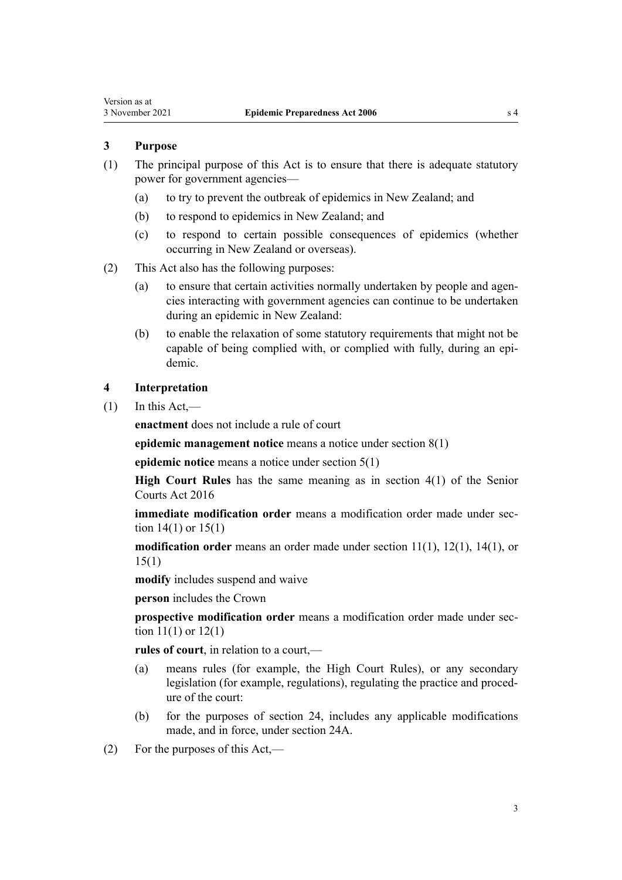## 3 Purpose

(1) The principal purpose of this Act is to ensure that there is adequate statutory power for government agencies—

(a) to try to prevent the outbreak of epidemics in New Zealand; and

(b) to respond to epidemics in New Zealand; and

(c) to respond to certain possible consequences of epidemics (whether occurring in New Zealand or overseas).

(2) This Act also has the following purposes:

(a) to ensure that certain activities normally undertaken by people and agencies interacting with government agencies can continue to be undertaken during an epidemic in New Zealand:

(b) to enable the relaxation of some statutory requirements that might not be capable of being complied with, or complied with fully, during an epidemic.

## 4 Interpretation

(1) In this Act,—

**enactment** does not include a rule of court

**epidemic management notice** means a notice under section 8(1)

**epidemic notice** means a notice under section 5(1)

**High Court Rules** has the same meaning as in section 4(1) of the Senior Courts Act 2016

**immediate modification order** means a modification order made under section 14(1) or 15(1)

**modification order** means an order made under section 11(1), 12(1), 14(1), or 15(1)

**modify** includes suspend and waive

**person** includes the Crown

**prospective modification order** means a modification order made under section 11(1) or 12(1)

**rules of court**, in relation to a court,—

(a) means rules (for example, the High Court Rules), or any secondary legislation (for example, regulations), regulating the practice and procedure of the court:

(b) for the purposes of section 24, includes any applicable modifications made, and in force, under section 24A.

(2) For the purposes of this Act,—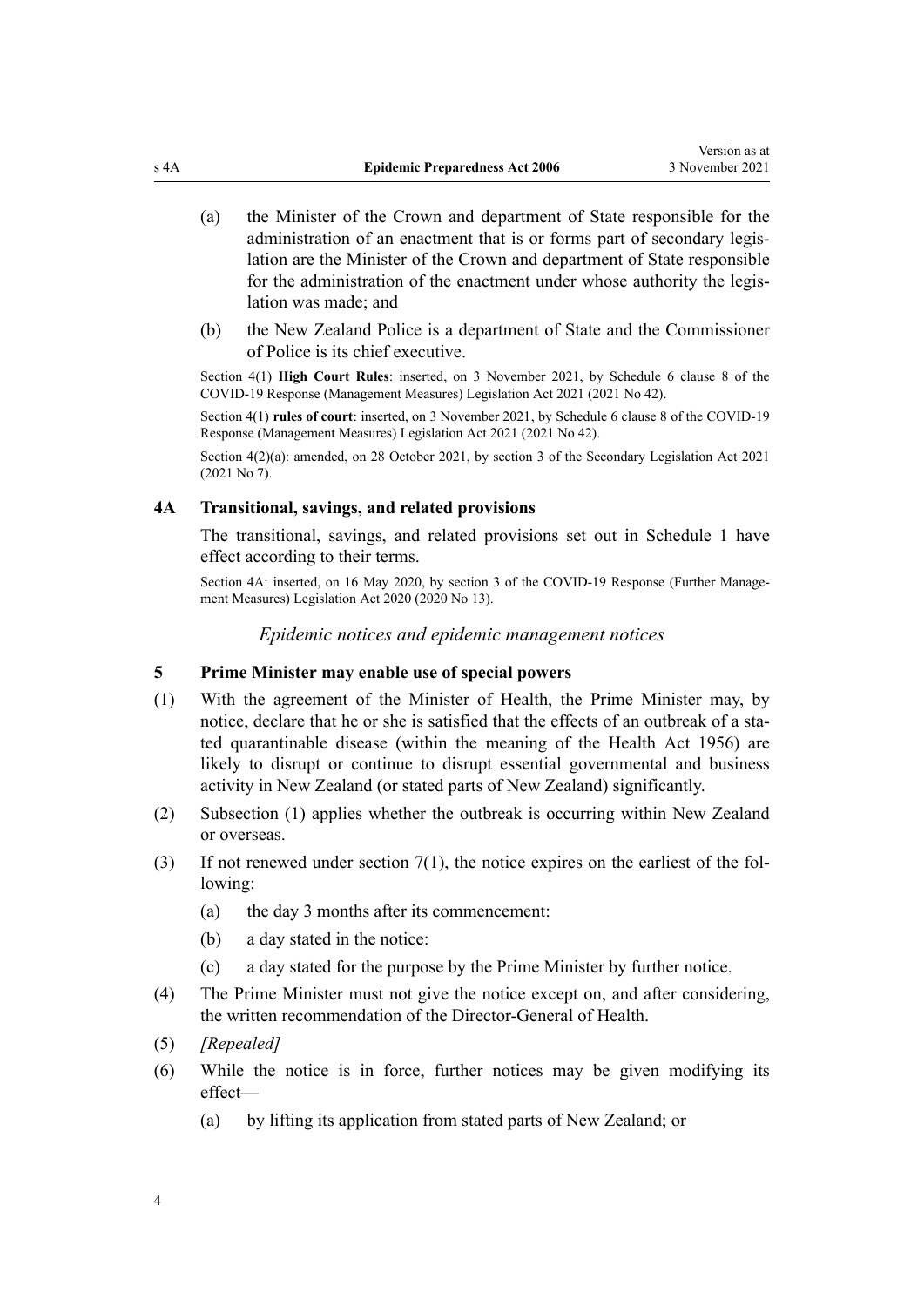(a) the Minister of the Crown and department of State responsible for the administration of an enactment that is or forms part of secondary legislation are the Minister of the Crown and department of State responsible for the administration of the enactment under whose authority the legislation was made; and

(b) the New Zealand Police is a department of State and the Commissioner of Police is its chief executive.

Section 4(1) **High Court Rules**: inserted, on 3 November 2021, by Schedule 6 clause 8 of the COVID-19 Response (Management Measures) Legislation Act 2021 (2021 No 42).

Section 4(1) **rules of court**: inserted, on 3 November 2021, by Schedule 6 clause 8 of the COVID-19 Response (Management Measures) Legislation Act 2021 (2021 No 42).

Section 4(2)(a): amended, on 28 October 2021, by section 3 of the Secondary Legislation Act 2021 (2021 No 7).

### 4A Transitional, savings, and related provisions

The transitional, savings, and related provisions set out in Schedule 1 have effect according to their terms.

Section 4A: inserted, on 16 May 2020, by section 3 of the COVID-19 Response (Further Management Measures) Legislation Act 2020 (2020 No 13).

*Epidemic notices and epidemic management notices*

### 5 Prime Minister may enable use of special powers

(1) With the agreement of the Minister of Health, the Prime Minister may, by notice, declare that he or she is satisfied that the effects of an outbreak of a stated quarantinable disease (within the meaning of the Health Act 1956) are likely to disrupt or continue to disrupt essential governmental and business activity in New Zealand (or stated parts of New Zealand) significantly.

(2) Subsection (1) applies whether the outbreak is occurring within New Zealand or overseas.

(3) If not renewed under section 7(1), the notice expires on the earliest of the following:

(a) the day 3 months after its commencement:

(b) a day stated in the notice:

(c) a day stated for the purpose by the Prime Minister by further notice.

(4) The Prime Minister must not give the notice except on, and after considering, the written recommendation of the Director-General of Health.

(5) *[Repealed]*

(6) While the notice is in force, further notices may be given modifying its effect—

(a) by lifting its application from stated parts of New Zealand; or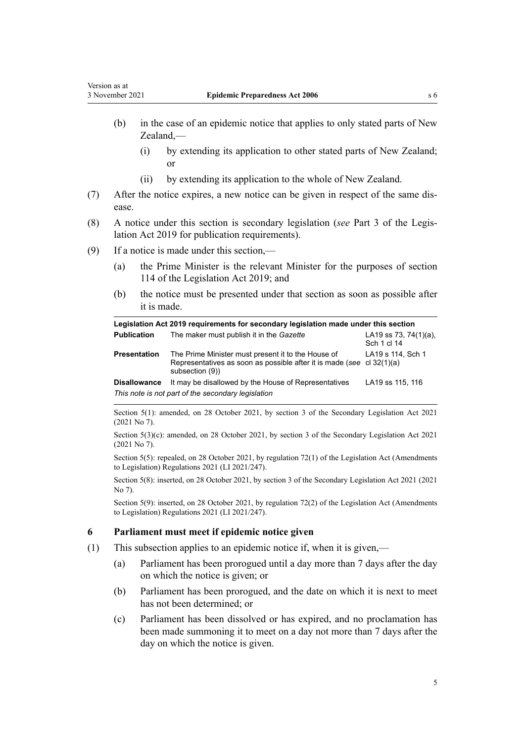(b) in the case of an epidemic notice that applies to only stated parts of New Zealand,—

  (i) by extending its application to other stated parts of New Zealand; or

  (ii) by extending its application to the whole of New Zealand.

(7) After the notice expires, a new notice can be given in respect of the same disease.

(8) A notice under this section is secondary legislation (*see* Part 3 of the Legislation Act 2019 for publication requirements).

(9) If a notice is made under this section,—

  (a) the Prime Minister is the relevant Minister for the purposes of section 114 of the Legislation Act 2019; and

  (b) the notice must be presented under that section as soon as possible after it is made.

| **Legislation Act 2019 requirements for secondary legislation made under this section** | | |
|---|---|---|
| **Publication** | The maker must publish it in the *Gazette* | LA19 ss 73, 74(1)(a), Sch 1 cl 14 |
| **Presentation** | The Prime Minister must present it to the House of Representatives as soon as possible after it is made (*see* subsection (9)) | LA19 s 114, Sch 1 cl 32(1)(a) |
| **Disallowance** | It may be disallowed by the House of Representatives | LA19 ss 115, 116 |

*This note is not part of the secondary legislation*

Section 5(1): amended, on 28 October 2021, by section 3 of the Secondary Legislation Act 2021 (2021 No 7).

Section 5(3)(c): amended, on 28 October 2021, by section 3 of the Secondary Legislation Act 2021 (2021 No 7).

Section 5(5): repealed, on 28 October 2021, by regulation 72(1) of the Legislation Act (Amendments to Legislation) Regulations 2021 (LI 2021/247).

Section 5(8): inserted, on 28 October 2021, by section 3 of the Secondary Legislation Act 2021 (2021 No 7).

Section 5(9): inserted, on 28 October 2021, by regulation 72(2) of the Legislation Act (Amendments to Legislation) Regulations 2021 (LI 2021/247).

### 6 Parliament must meet if epidemic notice given

(1) This subsection applies to an epidemic notice if, when it is given,—

  (a) Parliament has been prorogued until a day more than 7 days after the day on which the notice is given; or

  (b) Parliament has been prorogued, and the date on which it is next to meet has not been determined; or

  (c) Parliament has been dissolved or has expired, and no proclamation has been made summoning it to meet on a day not more than 7 days after the day on which the notice is given.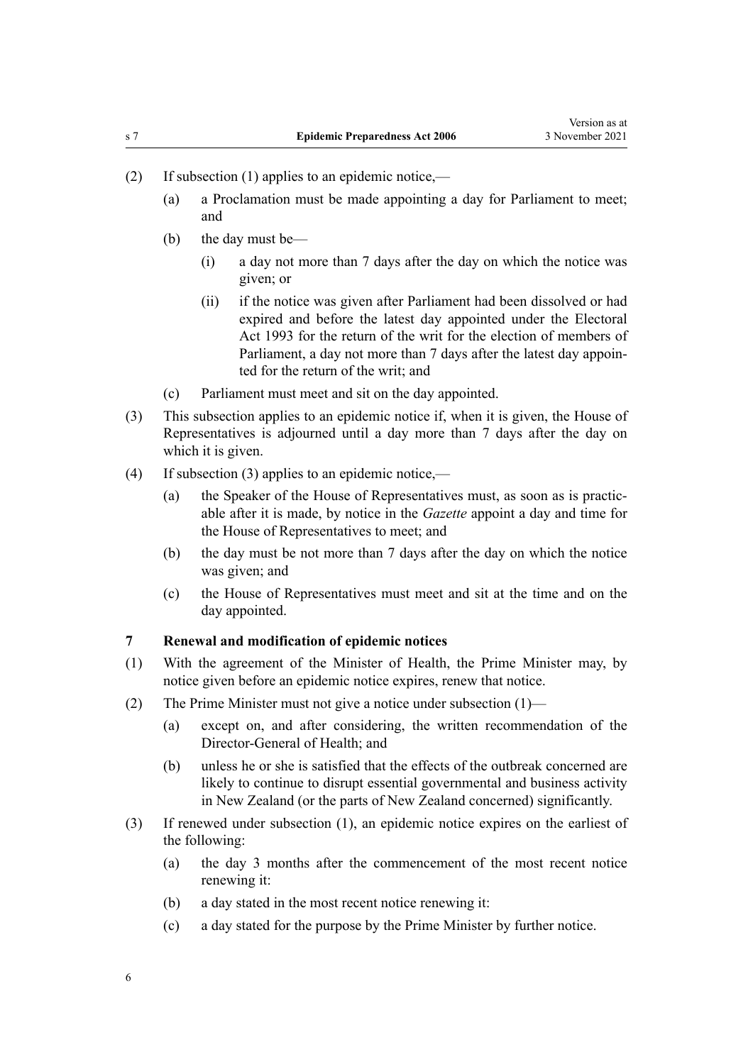(2) If subsection (1) applies to an epidemic notice,—

(a) a Proclamation must be made appointing a day for Parliament to meet; and

(b) the day must be—

(i) a day not more than 7 days after the day on which the notice was given; or

(ii) if the notice was given after Parliament had been dissolved or had expired and before the latest day appointed under the Electoral Act 1993 for the return of the writ for the election of members of Parliament, a day not more than 7 days after the latest day appointed for the return of the writ; and

(c) Parliament must meet and sit on the day appointed.

(3) This subsection applies to an epidemic notice if, when it is given, the House of Representatives is adjourned until a day more than 7 days after the day on which it is given.

(4) If subsection (3) applies to an epidemic notice,—

(a) the Speaker of the House of Representatives must, as soon as is practicable after it is made, by notice in the *Gazette* appoint a day and time for the House of Representatives to meet; and

(b) the day must be not more than 7 days after the day on which the notice was given; and

(c) the House of Representatives must meet and sit at the time and on the day appointed.

### 7 Renewal and modification of epidemic notices

(1) With the agreement of the Minister of Health, the Prime Minister may, by notice given before an epidemic notice expires, renew that notice.

(2) The Prime Minister must not give a notice under subsection (1)—

(a) except on, and after considering, the written recommendation of the Director-General of Health; and

(b) unless he or she is satisfied that the effects of the outbreak concerned are likely to continue to disrupt essential governmental and business activity in New Zealand (or the parts of New Zealand concerned) significantly.

(3) If renewed under subsection (1), an epidemic notice expires on the earliest of the following:

(a) the day 3 months after the commencement of the most recent notice renewing it:

(b) a day stated in the most recent notice renewing it:

(c) a day stated for the purpose by the Prime Minister by further notice.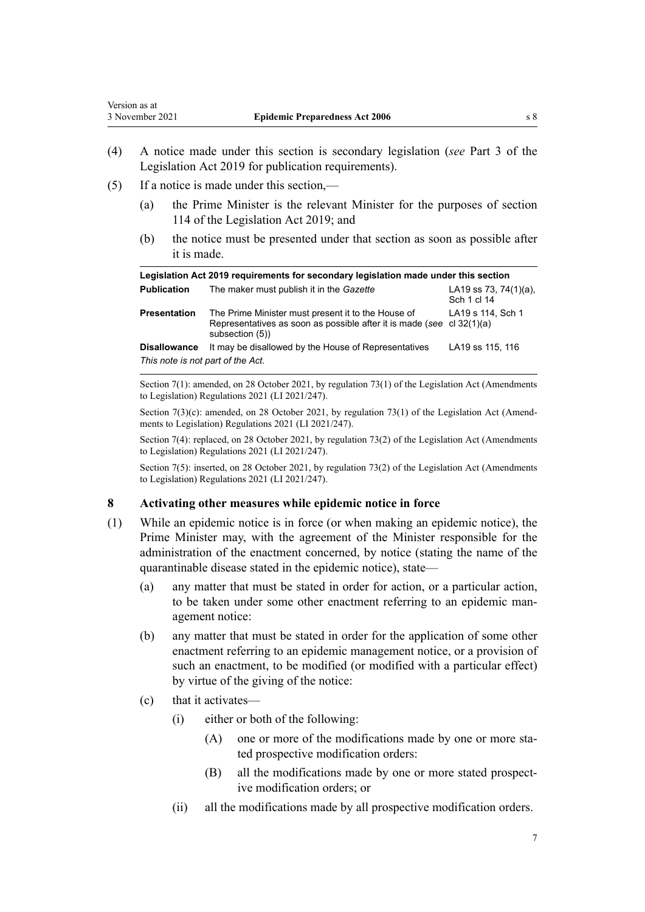(4) A notice made under this section is secondary legislation (*see* Part 3 of the Legislation Act 2019 for publication requirements).

(5) If a notice is made under this section,—

(a) the Prime Minister is the relevant Minister for the purposes of section 114 of the Legislation Act 2019; and

(b) the notice must be presented under that section as soon as possible after it is made.

| Legislation Act 2019 requirements for secondary legislation made under this section | | |
|---|---|---|
| **Publication** | The maker must publish it in the *Gazette* | LA19 ss 73, 74(1)(a), Sch 1 cl 14 |
| **Presentation** | The Prime Minister must present it to the House of Representatives as soon as possible after it is made (*see* subsection (5)) | LA19 s 114, Sch 1 cl 32(1)(a) |
| **Disallowance** | It may be disallowed by the House of Representatives | LA19 ss 115, 116 |

*This note is not part of the Act.*

Section 7(1): amended, on 28 October 2021, by regulation 73(1) of the Legislation Act (Amendments to Legislation) Regulations 2021 (LI 2021/247).

Section 7(3)(c): amended, on 28 October 2021, by regulation 73(1) of the Legislation Act (Amendments to Legislation) Regulations 2021 (LI 2021/247).

Section 7(4): replaced, on 28 October 2021, by regulation 73(2) of the Legislation Act (Amendments to Legislation) Regulations 2021 (LI 2021/247).

Section 7(5): inserted, on 28 October 2021, by regulation 73(2) of the Legislation Act (Amendments to Legislation) Regulations 2021 (LI 2021/247).

### 8 Activating other measures while epidemic notice in force

(1) While an epidemic notice is in force (or when making an epidemic notice), the Prime Minister may, with the agreement of the Minister responsible for the administration of the enactment concerned, by notice (stating the name of the quarantinable disease stated in the epidemic notice), state—

(a) any matter that must be stated in order for action, or a particular action, to be taken under some other enactment referring to an epidemic management notice:

(b) any matter that must be stated in order for the application of some other enactment referring to an epidemic management notice, or a provision of such an enactment, to be modified (or modified with a particular effect) by virtue of the giving of the notice:

(c) that it activates—

(i) either or both of the following:

(A) one or more of the modifications made by one or more stated prospective modification orders:

(B) all the modifications made by one or more stated prospective modification orders; or

(ii) all the modifications made by all prospective modification orders.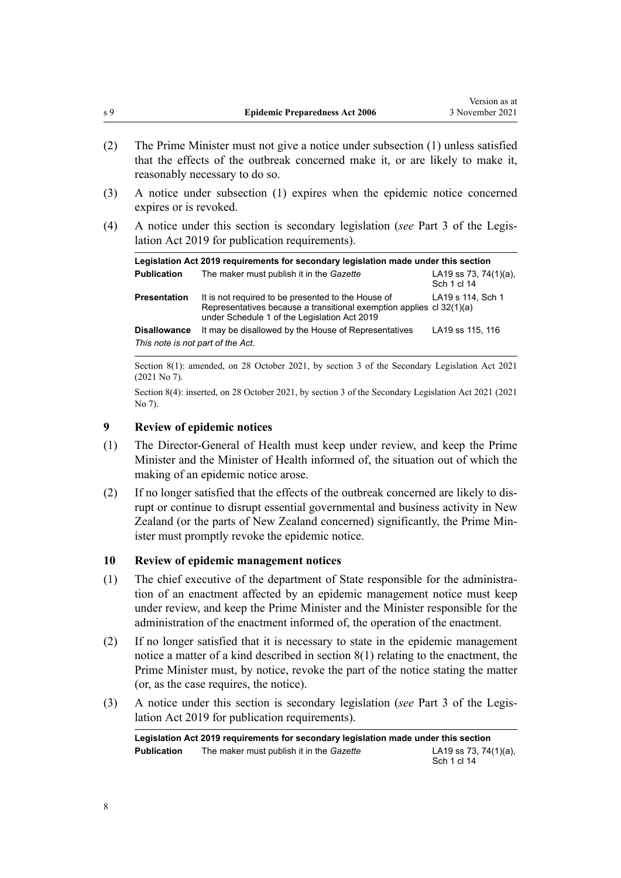(2) The Prime Minister must not give a notice under subsection (1) unless satisfied that the effects of the outbreak concerned make it, or are likely to make it, reasonably necessary to do so.

(3) A notice under subsection (1) expires when the epidemic notice concerned expires or is revoked.

(4) A notice under this section is secondary legislation (*see* Part 3 of the Legislation Act 2019 for publication requirements).

| Legislation Act 2019 requirements for secondary legislation made under this section | | |
|---|---|---|
| **Publication** | The maker must publish it in the *Gazette* | LA19 ss 73, 74(1)(a), Sch 1 cl 14 |
| **Presentation** | It is not required to be presented to the House of Representatives because a transitional exemption applies under Schedule 1 of the Legislation Act 2019 | LA19 s 114, Sch 1 cl 32(1)(a) |
| **Disallowance** | It may be disallowed by the House of Representatives | LA19 ss 115, 116 |
| *This note is not part of the Act.* | | |

Section 8(1): amended, on 28 October 2021, by section 3 of the Secondary Legislation Act 2021 (2021 No 7).

Section 8(4): inserted, on 28 October 2021, by section 3 of the Secondary Legislation Act 2021 (2021 No 7).

### 9 Review of epidemic notices

(1) The Director-General of Health must keep under review, and keep the Prime Minister and the Minister of Health informed of, the situation out of which the making of an epidemic notice arose.

(2) If no longer satisfied that the effects of the outbreak concerned are likely to disrupt or continue to disrupt essential governmental and business activity in New Zealand (or the parts of New Zealand concerned) significantly, the Prime Minister must promptly revoke the epidemic notice.

### 10 Review of epidemic management notices

(1) The chief executive of the department of State responsible for the administration of an enactment affected by an epidemic management notice must keep under review, and keep the Prime Minister and the Minister responsible for the administration of the enactment informed of, the operation of the enactment.

(2) If no longer satisfied that it is necessary to state in the epidemic management notice a matter of a kind described in section 8(1) relating to the enactment, the Prime Minister must, by notice, revoke the part of the notice stating the matter (or, as the case requires, the notice).

(3) A notice under this section is secondary legislation (*see* Part 3 of the Legislation Act 2019 for publication requirements).

| Legislation Act 2019 requirements for secondary legislation made under this section | | |
|---|---|---|
| **Publication** | The maker must publish it in the *Gazette* | LA19 ss 73, 74(1)(a), Sch 1 cl 14 |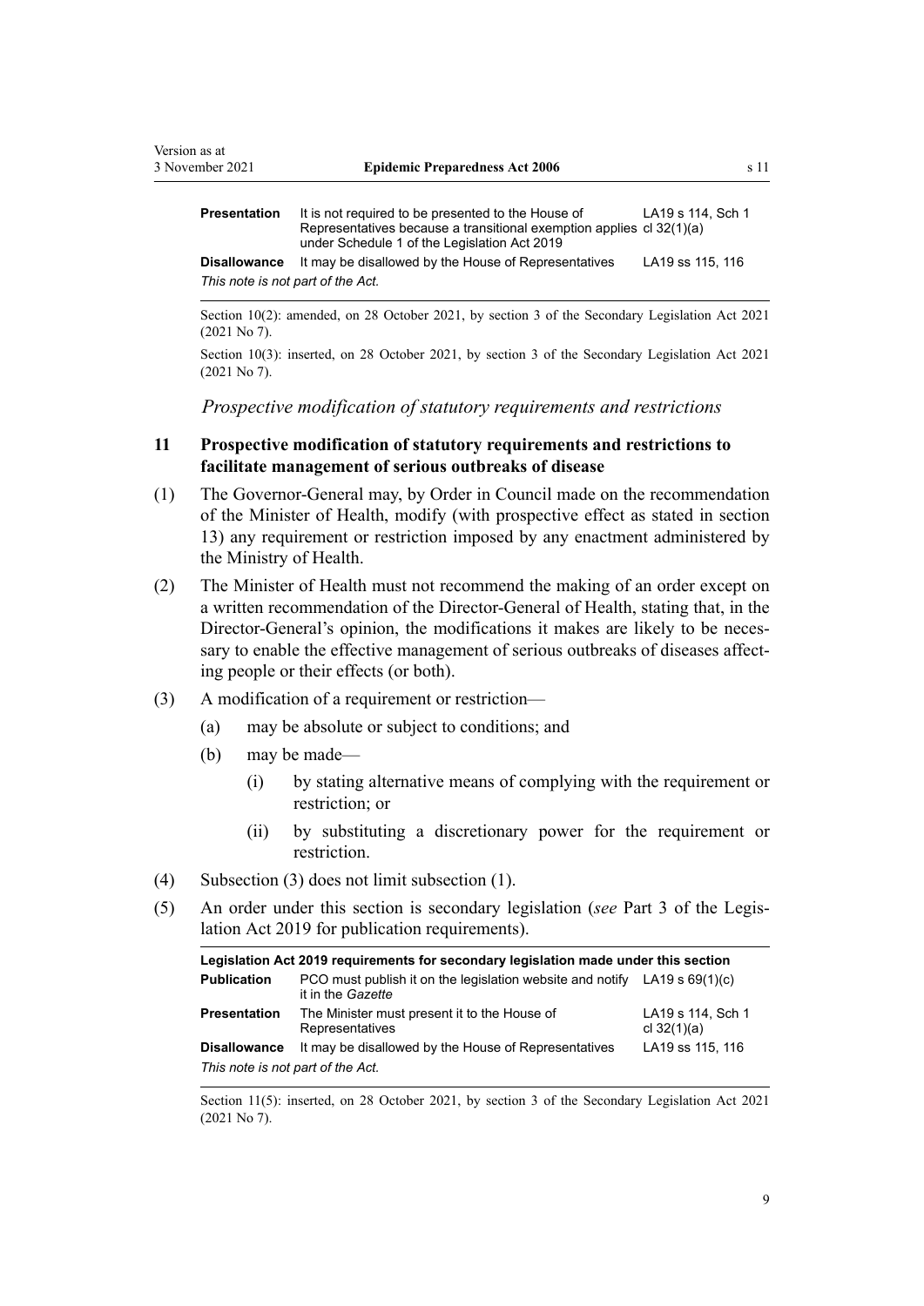| **Presentation** | It is not required to be presented to the House of Representatives because a transitional exemption applies under Schedule 1 of the Legislation Act 2019 | LA19 s 114, Sch 1 cl 32(1)(a) |
|---|---|---|
| **Disallowance** | It may be disallowed by the House of Representatives | LA19 ss 115, 116 |

*This note is not part of the Act.*

Section 10(2): amended, on 28 October 2021, by section 3 of the Secondary Legislation Act 2021 (2021 No 7).

Section 10(3): inserted, on 28 October 2021, by section 3 of the Secondary Legislation Act 2021 (2021 No 7).

### *Prospective modification of statutory requirements and restrictions*

## 11 Prospective modification of statutory requirements and restrictions to facilitate management of serious outbreaks of disease

(1) The Governor-General may, by Order in Council made on the recommendation of the Minister of Health, modify (with prospective effect as stated in section 13) any requirement or restriction imposed by any enactment administered by the Ministry of Health.

(2) The Minister of Health must not recommend the making of an order except on a written recommendation of the Director-General of Health, stating that, in the Director-General's opinion, the modifications it makes are likely to be necessary to enable the effective management of serious outbreaks of diseases affecting people or their effects (or both).

(3) A modification of a requirement or restriction—

- (a) may be absolute or subject to conditions; and
- (b) may be made—
  - (i) by stating alternative means of complying with the requirement or restriction; or
  - (ii) by substituting a discretionary power for the requirement or restriction.

(4) Subsection (3) does not limit subsection (1).

(5) An order under this section is secondary legislation (*see* Part 3 of the Legislation Act 2019 for publication requirements).

| **Legislation Act 2019 requirements for secondary legislation made under this section** | | |
|---|---|---|
| **Publication** | PCO must publish it on the legislation website and notify it in the *Gazette* | LA19 s 69(1)(c) |
| **Presentation** | The Minister must present it to the House of Representatives | LA19 s 114, Sch 1 cl 32(1)(a) |
| **Disallowance** | It may be disallowed by the House of Representatives | LA19 ss 115, 116 |

*This note is not part of the Act.*

Section 11(5): inserted, on 28 October 2021, by section 3 of the Secondary Legislation Act 2021 (2021 No 7).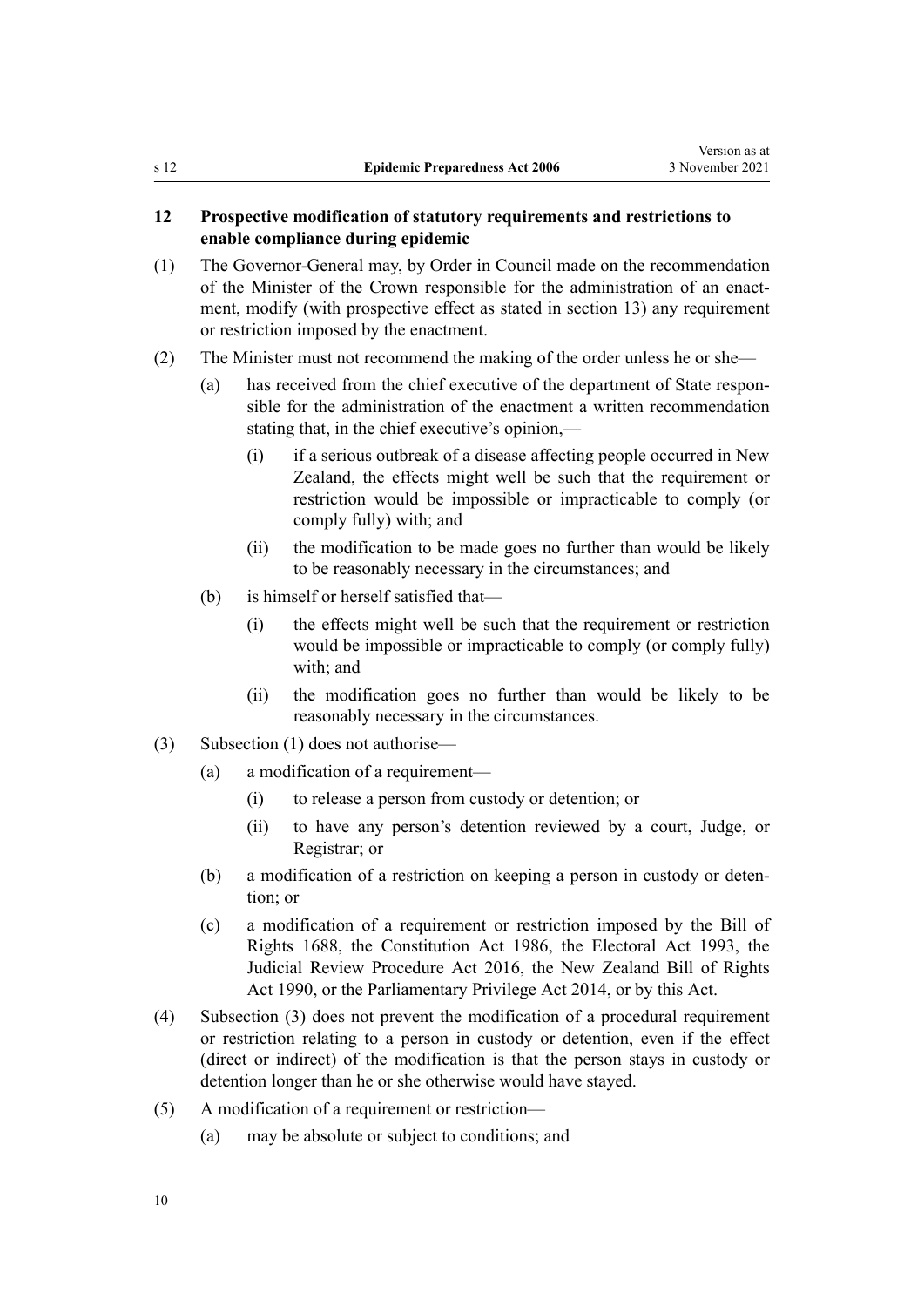## 12 Prospective modification of statutory requirements and restrictions to enable compliance during epidemic

(1) The Governor-General may, by Order in Council made on the recommendation of the Minister of the Crown responsible for the administration of an enactment, modify (with prospective effect as stated in section 13) any requirement or restriction imposed by the enactment.

(2) The Minister must not recommend the making of the order unless he or she—

- (a) has received from the chief executive of the department of State responsible for the administration of the enactment a written recommendation stating that, in the chief executive's opinion,—
  - (i) if a serious outbreak of a disease affecting people occurred in New Zealand, the effects might well be such that the requirement or restriction would be impossible or impracticable to comply (or comply fully) with; and
  - (ii) the modification to be made goes no further than would be likely to be reasonably necessary in the circumstances; and
- (b) is himself or herself satisfied that—
  - (i) the effects might well be such that the requirement or restriction would be impossible or impracticable to comply (or comply fully) with; and
  - (ii) the modification goes no further than would be likely to be reasonably necessary in the circumstances.

(3) Subsection (1) does not authorise—

- (a) a modification of a requirement—
  - (i) to release a person from custody or detention; or
  - (ii) to have any person's detention reviewed by a court, Judge, or Registrar; or
- (b) a modification of a restriction on keeping a person in custody or detention; or
- (c) a modification of a requirement or restriction imposed by the Bill of Rights 1688, the Constitution Act 1986, the Electoral Act 1993, the Judicial Review Procedure Act 2016, the New Zealand Bill of Rights Act 1990, or the Parliamentary Privilege Act 2014, or by this Act.

(4) Subsection (3) does not prevent the modification of a procedural requirement or restriction relating to a person in custody or detention, even if the effect (direct or indirect) of the modification is that the person stays in custody or detention longer than he or she otherwise would have stayed.

(5) A modification of a requirement or restriction—

- (a) may be absolute or subject to conditions; and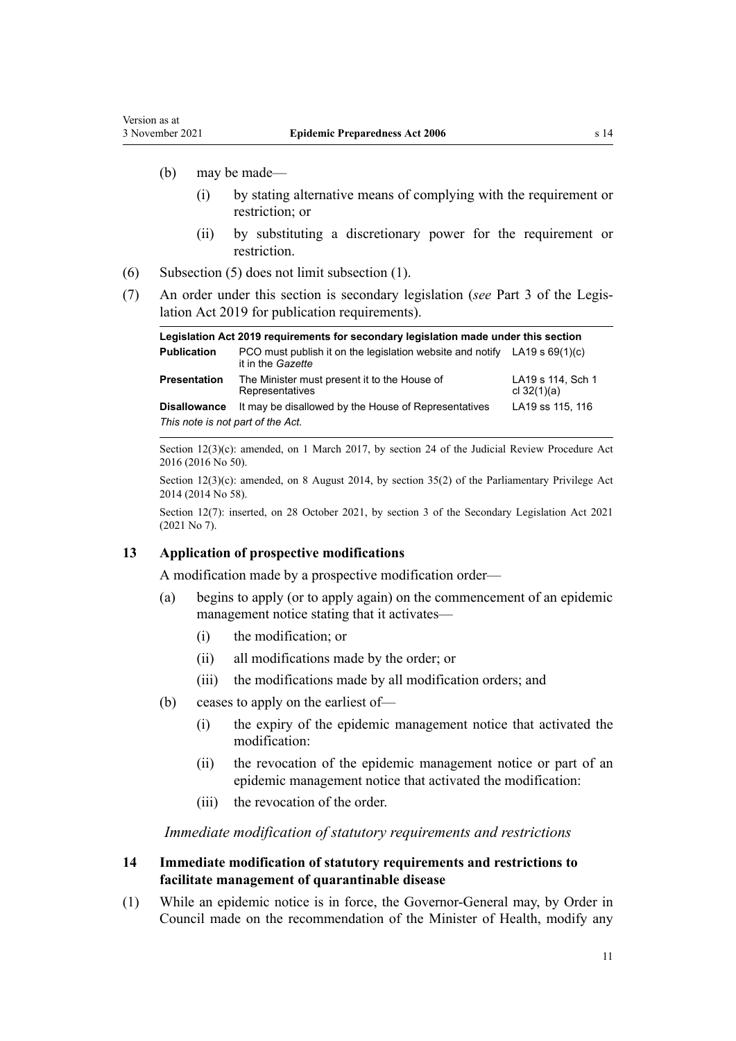(b) may be made—

  (i) by stating alternative means of complying with the requirement or restriction; or

  (ii) by substituting a discretionary power for the requirement or restriction.

(6) Subsection (5) does not limit subsection (1).

(7) An order under this section is secondary legislation (*see* Part 3 of the Legislation Act 2019 for publication requirements).

| Legislation Act 2019 requirements for secondary legislation made under this section | | |
|---|---|---|
| **Publication** | PCO must publish it on the legislation website and notify it in the *Gazette* | LA19 s 69(1)(c) |
| **Presentation** | The Minister must present it to the House of Representatives | LA19 s 114, Sch 1 cl 32(1)(a) |
| **Disallowance** | It may be disallowed by the House of Representatives | LA19 ss 115, 116 |
| *This note is not part of the Act.* | | |

Section 12(3)(c): amended, on 1 March 2017, by section 24 of the Judicial Review Procedure Act 2016 (2016 No 50).

Section 12(3)(c): amended, on 8 August 2014, by section 35(2) of the Parliamentary Privilege Act 2014 (2014 No 58).

Section 12(7): inserted, on 28 October 2021, by section 3 of the Secondary Legislation Act 2021 (2021 No 7).

### 13 Application of prospective modifications

A modification made by a prospective modification order—

(a) begins to apply (or to apply again) on the commencement of an epidemic management notice stating that it activates—

  (i) the modification; or

  (ii) all modifications made by the order; or

  (iii) the modifications made by all modification orders; and

(b) ceases to apply on the earliest of—

  (i) the expiry of the epidemic management notice that activated the modification:

  (ii) the revocation of the epidemic management notice or part of an epidemic management notice that activated the modification:

  (iii) the revocation of the order.

*Immediate modification of statutory requirements and restrictions*

### 14 Immediate modification of statutory requirements and restrictions to facilitate management of quarantinable disease

(1) While an epidemic notice is in force, the Governor-General may, by Order in Council made on the recommendation of the Minister of Health, modify any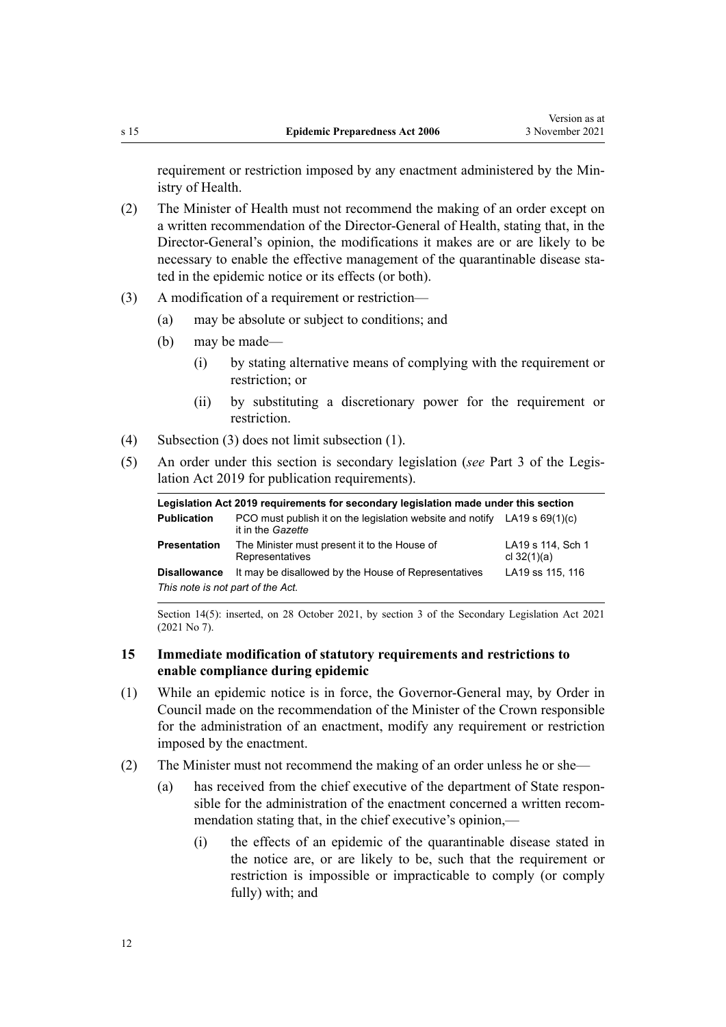requirement or restriction imposed by any enactment administered by the Ministry of Health.

(2) The Minister of Health must not recommend the making of an order except on a written recommendation of the Director-General of Health, stating that, in the Director-General's opinion, the modifications it makes are or are likely to be necessary to enable the effective management of the quarantinable disease stated in the epidemic notice or its effects (or both).

(3) A modification of a requirement or restriction—

- (a) may be absolute or subject to conditions; and
- (b) may be made—
  - (i) by stating alternative means of complying with the requirement or restriction; or
  - (ii) by substituting a discretionary power for the requirement or restriction.

(4) Subsection (3) does not limit subsection (1).

(5) An order under this section is secondary legislation (*see* Part 3 of the Legislation Act 2019 for publication requirements).

| **Legislation Act 2019 requirements for secondary legislation made under this section** | | |
|---|---|---|
| **Publication** | PCO must publish it on the legislation website and notify it in the *Gazette* | LA19 s 69(1)(c) |
| **Presentation** | The Minister must present it to the House of Representatives | LA19 s 114, Sch 1 cl 32(1)(a) |
| **Disallowance** | It may be disallowed by the House of Representatives | LA19 ss 115, 116 |
| *This note is not part of the Act.* | | |

Section 14(5): inserted, on 28 October 2021, by section 3 of the Secondary Legislation Act 2021 (2021 No 7).

### 15 Immediate modification of statutory requirements and restrictions to enable compliance during epidemic

(1) While an epidemic notice is in force, the Governor-General may, by Order in Council made on the recommendation of the Minister of the Crown responsible for the administration of an enactment, modify any requirement or restriction imposed by the enactment.

(2) The Minister must not recommend the making of an order unless he or she—

- (a) has received from the chief executive of the department of State responsible for the administration of the enactment concerned a written recommendation stating that, in the chief executive's opinion,—
  - (i) the effects of an epidemic of the quarantinable disease stated in the notice are, or are likely to be, such that the requirement or restriction is impossible or impracticable to comply (or comply fully) with; and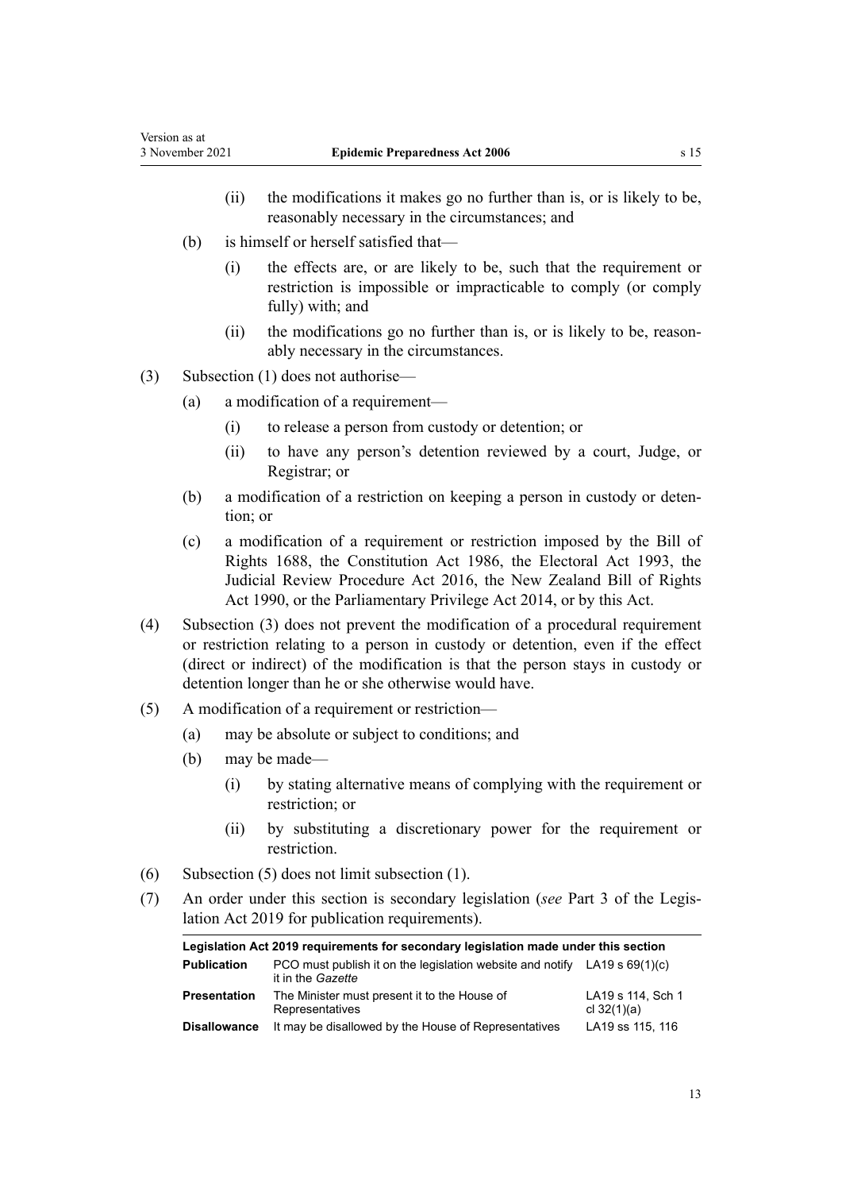(ii) the modifications it makes go no further than is, or is likely to be, reasonably necessary in the circumstances; and

(b) is himself or herself satisfied that—

(i) the effects are, or are likely to be, such that the requirement or restriction is impossible or impracticable to comply (or comply fully) with; and

(ii) the modifications go no further than is, or is likely to be, reasonably necessary in the circumstances.

(3) Subsection (1) does not authorise—

(a) a modification of a requirement—

(i) to release a person from custody or detention; or

(ii) to have any person's detention reviewed by a court, Judge, or Registrar; or

(b) a modification of a restriction on keeping a person in custody or detention; or

(c) a modification of a requirement or restriction imposed by the Bill of Rights 1688, the Constitution Act 1986, the Electoral Act 1993, the Judicial Review Procedure Act 2016, the New Zealand Bill of Rights Act 1990, or the Parliamentary Privilege Act 2014, or by this Act.

(4) Subsection (3) does not prevent the modification of a procedural requirement or restriction relating to a person in custody or detention, even if the effect (direct or indirect) of the modification is that the person stays in custody or detention longer than he or she otherwise would have.

(5) A modification of a requirement or restriction—

(a) may be absolute or subject to conditions; and

(b) may be made—

(i) by stating alternative means of complying with the requirement or restriction; or

(ii) by substituting a discretionary power for the requirement or restriction.

(6) Subsection (5) does not limit subsection (1).

(7) An order under this section is secondary legislation (*see* Part 3 of the Legislation Act 2019 for publication requirements).

| **Legislation Act 2019 requirements for secondary legislation made under this section** | | |
|---|---|---|
| **Publication** | PCO must publish it on the legislation website and notify it in the *Gazette* | LA19 s 69(1)(c) |
| **Presentation** | The Minister must present it to the House of Representatives | LA19 s 114, Sch 1 cl 32(1)(a) |
| **Disallowance** | It may be disallowed by the House of Representatives | LA19 ss 115, 116 |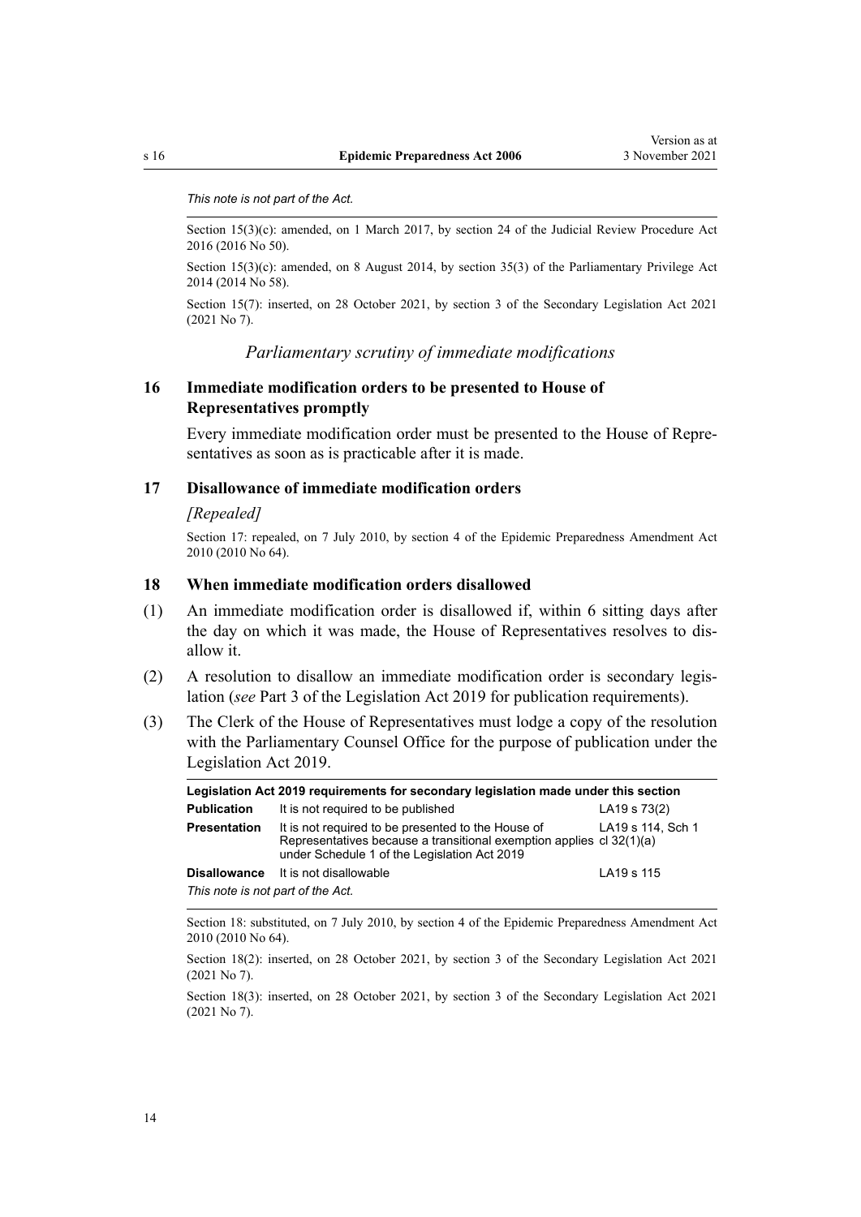*This note is not part of the Act.*

Section 15(3)(c): amended, on 1 March 2017, by section 24 of the Judicial Review Procedure Act 2016 (2016 No 50).

Section 15(3)(c): amended, on 8 August 2014, by section 35(3) of the Parliamentary Privilege Act 2014 (2014 No 58).

Section 15(7): inserted, on 28 October 2021, by section 3 of the Secondary Legislation Act 2021 (2021 No 7).

*Parliamentary scrutiny of immediate modifications*

### 16 Immediate modification orders to be presented to House of Representatives promptly

Every immediate modification order must be presented to the House of Representatives as soon as is practicable after it is made.

### 17 Disallowance of immediate modification orders

*[Repealed]*

Section 17: repealed, on 7 July 2010, by section 4 of the Epidemic Preparedness Amendment Act 2010 (2010 No 64).

### 18 When immediate modification orders disallowed

(1) An immediate modification order is disallowed if, within 6 sitting days after the day on which it was made, the House of Representatives resolves to disallow it.

(2) A resolution to disallow an immediate modification order is secondary legislation (*see* Part 3 of the Legislation Act 2019 for publication requirements).

(3) The Clerk of the House of Representatives must lodge a copy of the resolution with the Parliamentary Counsel Office for the purpose of publication under the Legislation Act 2019.

| Legislation Act 2019 requirements for secondary legislation made under this section | | |
|---|---|---|
| **Publication** | It is not required to be published | LA19 s 73(2) |
| **Presentation** | It is not required to be presented to the House of Representatives because a transitional exemption applies under Schedule 1 of the Legislation Act 2019 | LA19 s 114, Sch 1 cl 32(1)(a) |
| **Disallowance** | It is not disallowable | LA19 s 115 |

*This note is not part of the Act.*

Section 18: substituted, on 7 July 2010, by section 4 of the Epidemic Preparedness Amendment Act 2010 (2010 No 64).

Section 18(2): inserted, on 28 October 2021, by section 3 of the Secondary Legislation Act 2021 (2021 No 7).

Section 18(3): inserted, on 28 October 2021, by section 3 of the Secondary Legislation Act 2021 (2021 No 7).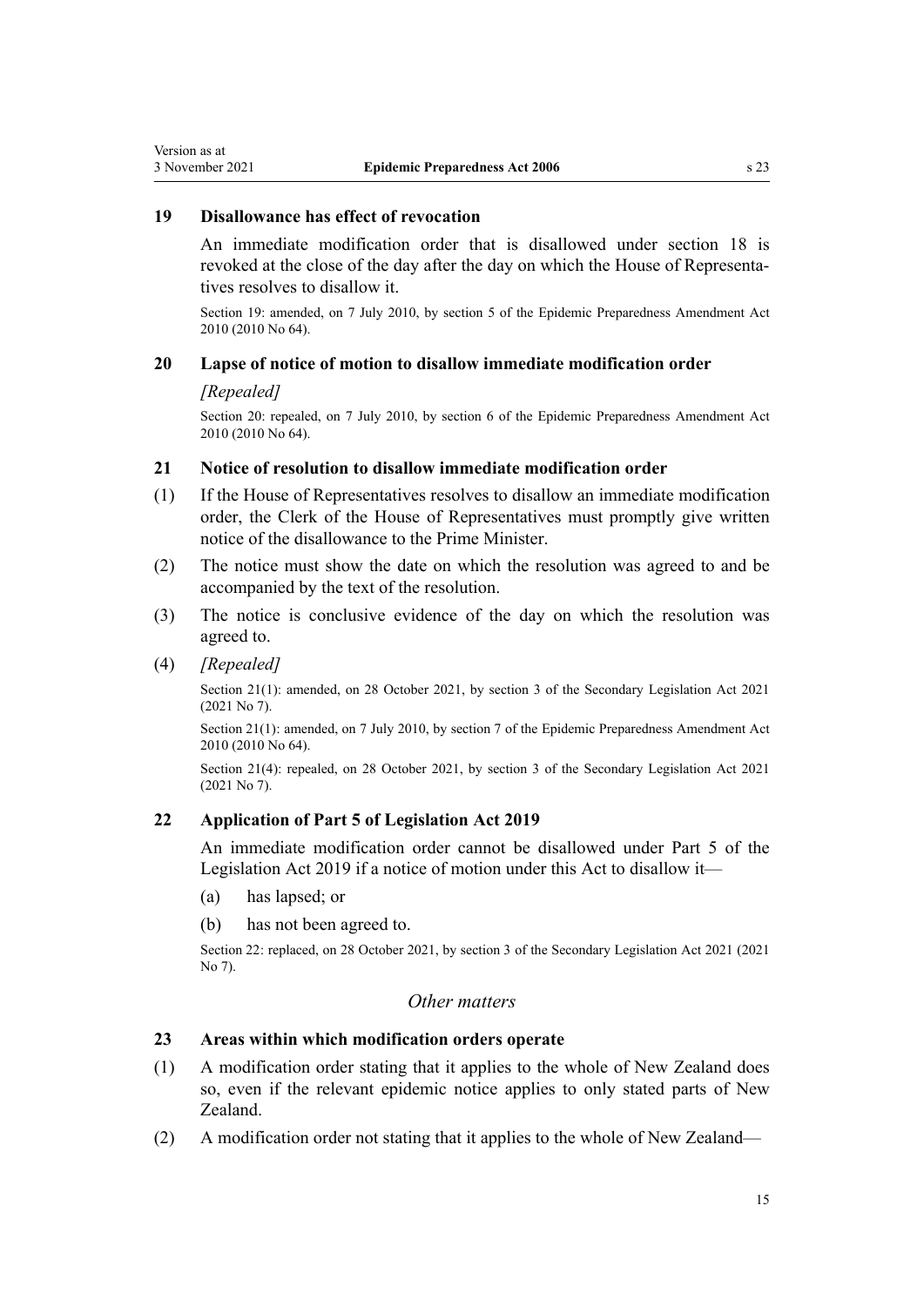### 19 Disallowance has effect of revocation

An immediate modification order that is disallowed under section 18 is revoked at the close of the day after the day on which the House of Representatives resolves to disallow it.

Section 19: amended, on 7 July 2010, by section 5 of the Epidemic Preparedness Amendment Act 2010 (2010 No 64).

### 20 Lapse of notice of motion to disallow immediate modification order

*[Repealed]*

Section 20: repealed, on 7 July 2010, by section 6 of the Epidemic Preparedness Amendment Act 2010 (2010 No 64).

### 21 Notice of resolution to disallow immediate modification order

(1) If the House of Representatives resolves to disallow an immediate modification order, the Clerk of the House of Representatives must promptly give written notice of the disallowance to the Prime Minister.

(2) The notice must show the date on which the resolution was agreed to and be accompanied by the text of the resolution.

(3) The notice is conclusive evidence of the day on which the resolution was agreed to.

(4) *[Repealed]*

Section 21(1): amended, on 28 October 2021, by section 3 of the Secondary Legislation Act 2021 (2021 No 7).

Section 21(1): amended, on 7 July 2010, by section 7 of the Epidemic Preparedness Amendment Act 2010 (2010 No 64).

Section 21(4): repealed, on 28 October 2021, by section 3 of the Secondary Legislation Act 2021 (2021 No 7).

### 22 Application of Part 5 of Legislation Act 2019

An immediate modification order cannot be disallowed under Part 5 of the Legislation Act 2019 if a notice of motion under this Act to disallow it—

(a) has lapsed; or

(b) has not been agreed to.

Section 22: replaced, on 28 October 2021, by section 3 of the Secondary Legislation Act 2021 (2021 No 7).

## *Other matters*

### 23 Areas within which modification orders operate

(1) A modification order stating that it applies to the whole of New Zealand does so, even if the relevant epidemic notice applies to only stated parts of New Zealand.

(2) A modification order not stating that it applies to the whole of New Zealand—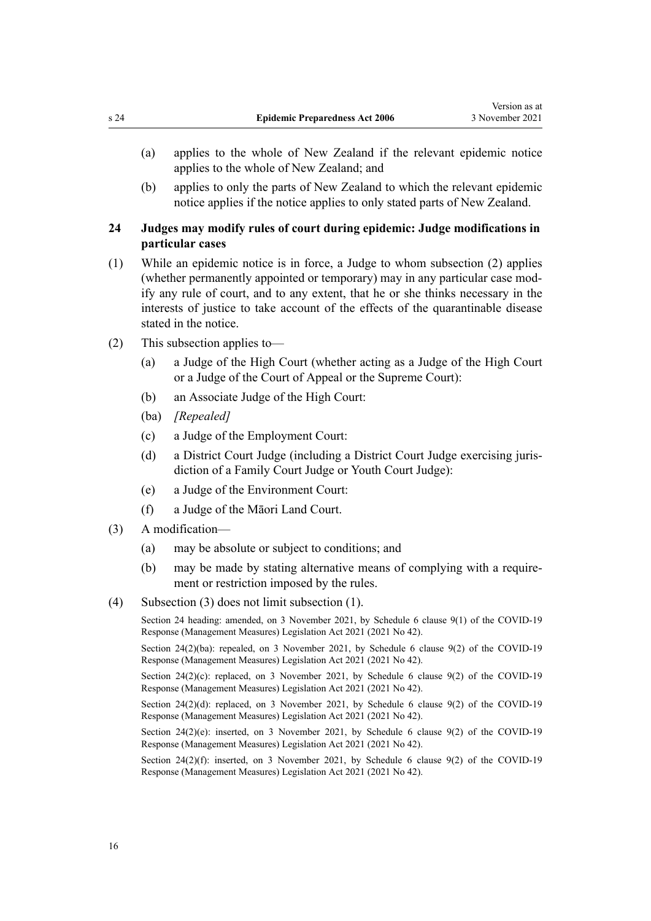(a) applies to the whole of New Zealand if the relevant epidemic notice applies to the whole of New Zealand; and

(b) applies to only the parts of New Zealand to which the relevant epidemic notice applies if the notice applies to only stated parts of New Zealand.

### 24 Judges may modify rules of court during epidemic: Judge modifications in particular cases

(1) While an epidemic notice is in force, a Judge to whom subsection (2) applies (whether permanently appointed or temporary) may in any particular case modify any rule of court, and to any extent, that he or she thinks necessary in the interests of justice to take account of the effects of the quarantinable disease stated in the notice.

(2) This subsection applies to—

(a) a Judge of the High Court (whether acting as a Judge of the High Court or a Judge of the Court of Appeal or the Supreme Court):

(b) an Associate Judge of the High Court:

(ba) *[Repealed]*

(c) a Judge of the Employment Court:

(d) a District Court Judge (including a District Court Judge exercising jurisdiction of a Family Court Judge or Youth Court Judge):

(e) a Judge of the Environment Court:

(f) a Judge of the Māori Land Court.

(3) A modification—

(a) may be absolute or subject to conditions; and

(b) may be made by stating alternative means of complying with a requirement or restriction imposed by the rules.

(4) Subsection (3) does not limit subsection (1).

Section 24 heading: amended, on 3 November 2021, by Schedule 6 clause 9(1) of the COVID-19 Response (Management Measures) Legislation Act 2021 (2021 No 42).

Section 24(2)(ba): repealed, on 3 November 2021, by Schedule 6 clause 9(2) of the COVID-19 Response (Management Measures) Legislation Act 2021 (2021 No 42).

Section 24(2)(c): replaced, on 3 November 2021, by Schedule 6 clause 9(2) of the COVID-19 Response (Management Measures) Legislation Act 2021 (2021 No 42).

Section 24(2)(d): replaced, on 3 November 2021, by Schedule 6 clause 9(2) of the COVID-19 Response (Management Measures) Legislation Act 2021 (2021 No 42).

Section 24(2)(e): inserted, on 3 November 2021, by Schedule 6 clause 9(2) of the COVID-19 Response (Management Measures) Legislation Act 2021 (2021 No 42).

Section 24(2)(f): inserted, on 3 November 2021, by Schedule 6 clause 9(2) of the COVID-19 Response (Management Measures) Legislation Act 2021 (2021 No 42).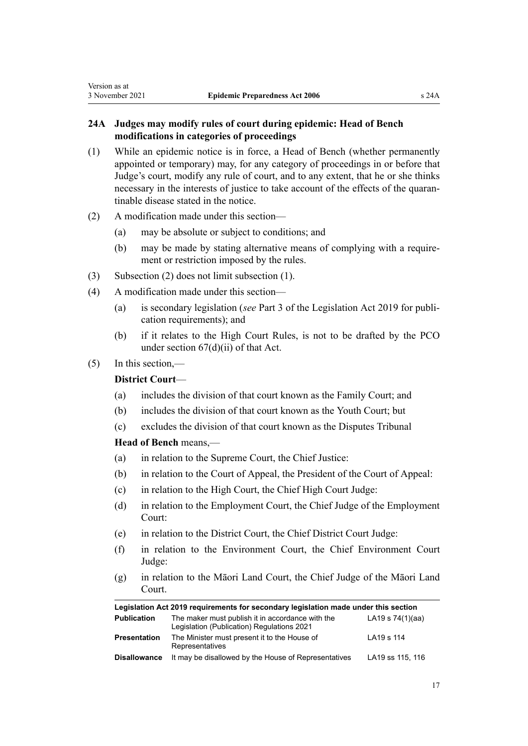## 24A Judges may modify rules of court during epidemic: Head of Bench modifications in categories of proceedings

(1) While an epidemic notice is in force, a Head of Bench (whether permanently appointed or temporary) may, for any category of proceedings in or before that Judge's court, modify any rule of court, and to any extent, that he or she thinks necessary in the interests of justice to take account of the effects of the quarantinable disease stated in the notice.

(2) A modification made under this section—

- (a) may be absolute or subject to conditions; and
- (b) may be made by stating alternative means of complying with a requirement or restriction imposed by the rules.

(3) Subsection (2) does not limit subsection (1).

(4) A modification made under this section—

- (a) is secondary legislation (*see* Part 3 of the Legislation Act 2019 for publication requirements); and
- (b) if it relates to the High Court Rules, is not to be drafted by the PCO under section 67(d)(ii) of that Act.

(5) In this section,—

**District Court**—

- (a) includes the division of that court known as the Family Court; and
- (b) includes the division of that court known as the Youth Court; but
- (c) excludes the division of that court known as the Disputes Tribunal

**Head of Bench** means,—

- (a) in relation to the Supreme Court, the Chief Justice:
- (b) in relation to the Court of Appeal, the President of the Court of Appeal:
- (c) in relation to the High Court, the Chief High Court Judge:
- (d) in relation to the Employment Court, the Chief Judge of the Employment Court:
- (e) in relation to the District Court, the Chief District Court Judge:
- (f) in relation to the Environment Court, the Chief Environment Court Judge:
- (g) in relation to the Māori Land Court, the Chief Judge of the Māori Land Court.

| Legislation Act 2019 requirements for secondary legislation made under this section | | |
|---|---|---|
| **Publication** | The maker must publish it in accordance with the Legislation (Publication) Regulations 2021 | LA19 s 74(1)(aa) |
| **Presentation** | The Minister must present it to the House of Representatives | LA19 s 114 |
| **Disallowance** | It may be disallowed by the House of Representatives | LA19 ss 115, 116 |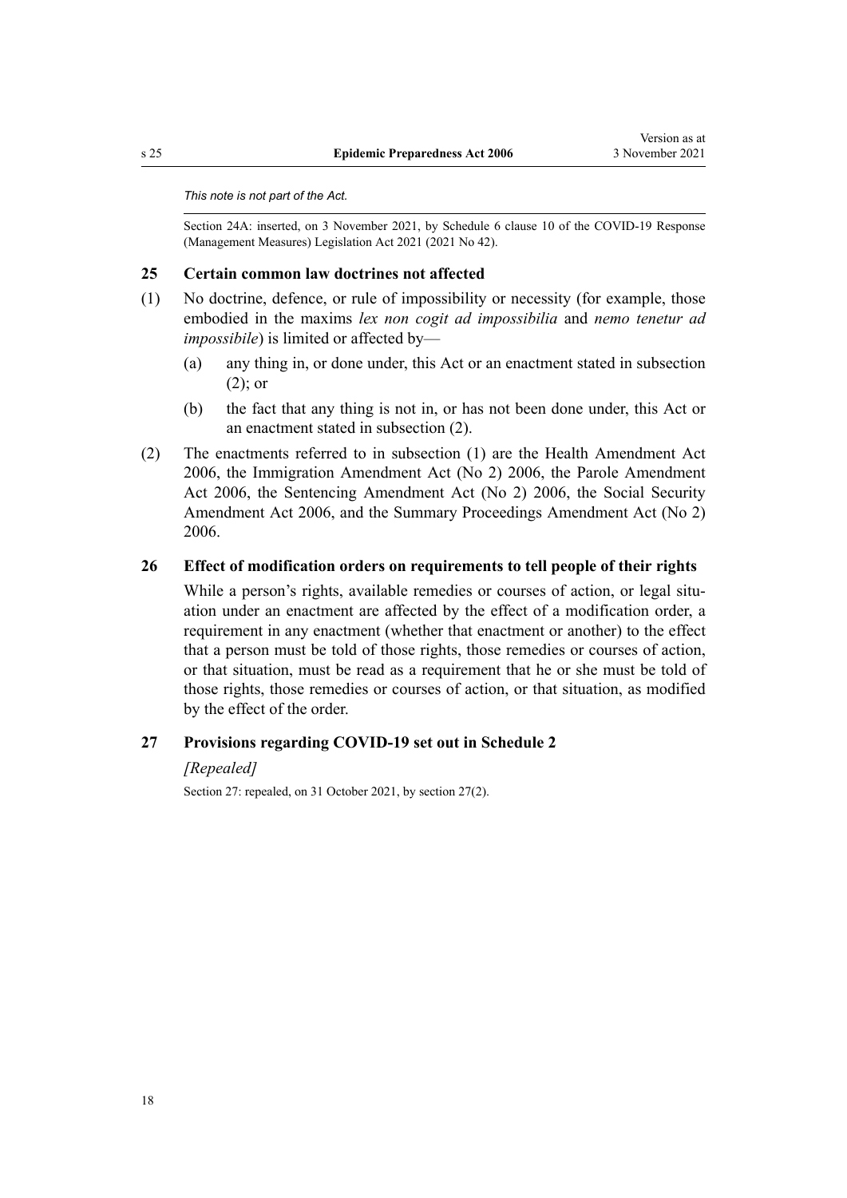*This note is not part of the Act.*

Section 24A: inserted, on 3 November 2021, by Schedule 6 clause 10 of the COVID-19 Response (Management Measures) Legislation Act 2021 (2021 No 42).

### 25 Certain common law doctrines not affected

(1) No doctrine, defence, or rule of impossibility or necessity (for example, those embodied in the maxims *lex non cogit ad impossibilia* and *nemo tenetur ad impossibile*) is limited or affected by—

(a) any thing in, or done under, this Act or an enactment stated in subsection (2); or

(b) the fact that any thing is not in, or has not been done under, this Act or an enactment stated in subsection (2).

(2) The enactments referred to in subsection (1) are the Health Amendment Act 2006, the Immigration Amendment Act (No 2) 2006, the Parole Amendment Act 2006, the Sentencing Amendment Act (No 2) 2006, the Social Security Amendment Act 2006, and the Summary Proceedings Amendment Act (No 2) 2006.

### 26 Effect of modification orders on requirements to tell people of their rights

While a person's rights, available remedies or courses of action, or legal situation under an enactment are affected by the effect of a modification order, a requirement in any enactment (whether that enactment or another) to the effect that a person must be told of those rights, those remedies or courses of action, or that situation, must be read as a requirement that he or she must be told of those rights, those remedies or courses of action, or that situation, as modified by the effect of the order.

### 27 Provisions regarding COVID-19 set out in Schedule 2

*[Repealed]*

Section 27: repealed, on 31 October 2021, by section 27(2).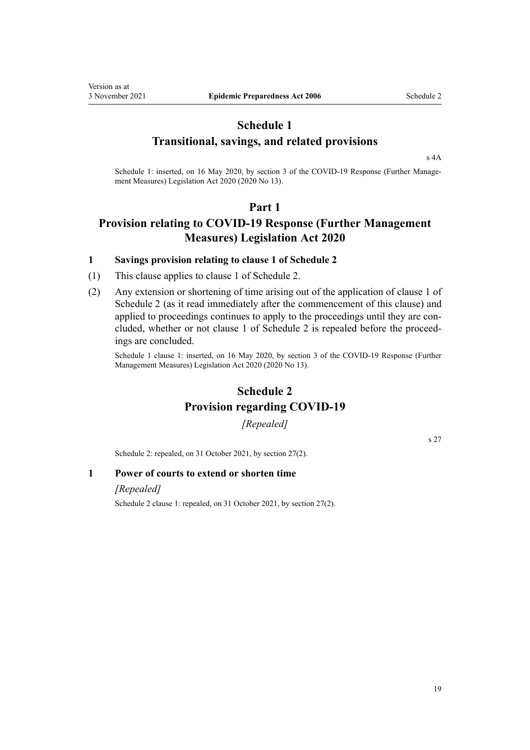# Schedule 1
## Transitional, savings, and related provisions

s 4A

Schedule 1: inserted, on 16 May 2020, by section 3 of the COVID-19 Response (Further Management Measures) Legislation Act 2020 (2020 No 13).

## Part 1
## Provision relating to COVID-19 Response (Further Management Measures) Legislation Act 2020

### 1 Savings provision relating to clause 1 of Schedule 2

(1) This clause applies to clause 1 of Schedule 2.

(2) Any extension or shortening of time arising out of the application of clause 1 of Schedule 2 (as it read immediately after the commencement of this clause) and applied to proceedings continues to apply to the proceedings until they are concluded, whether or not clause 1 of Schedule 2 is repealed before the proceedings are concluded.

Schedule 1 clause 1: inserted, on 16 May 2020, by section 3 of the COVID-19 Response (Further Management Measures) Legislation Act 2020 (2020 No 13).

# Schedule 2
## Provision regarding COVID-19

*[Repealed]*

s 27

Schedule 2: repealed, on 31 October 2021, by section 27(2).

### 1 Power of courts to extend or shorten time

*[Repealed]*

Schedule 2 clause 1: repealed, on 31 October 2021, by section 27(2).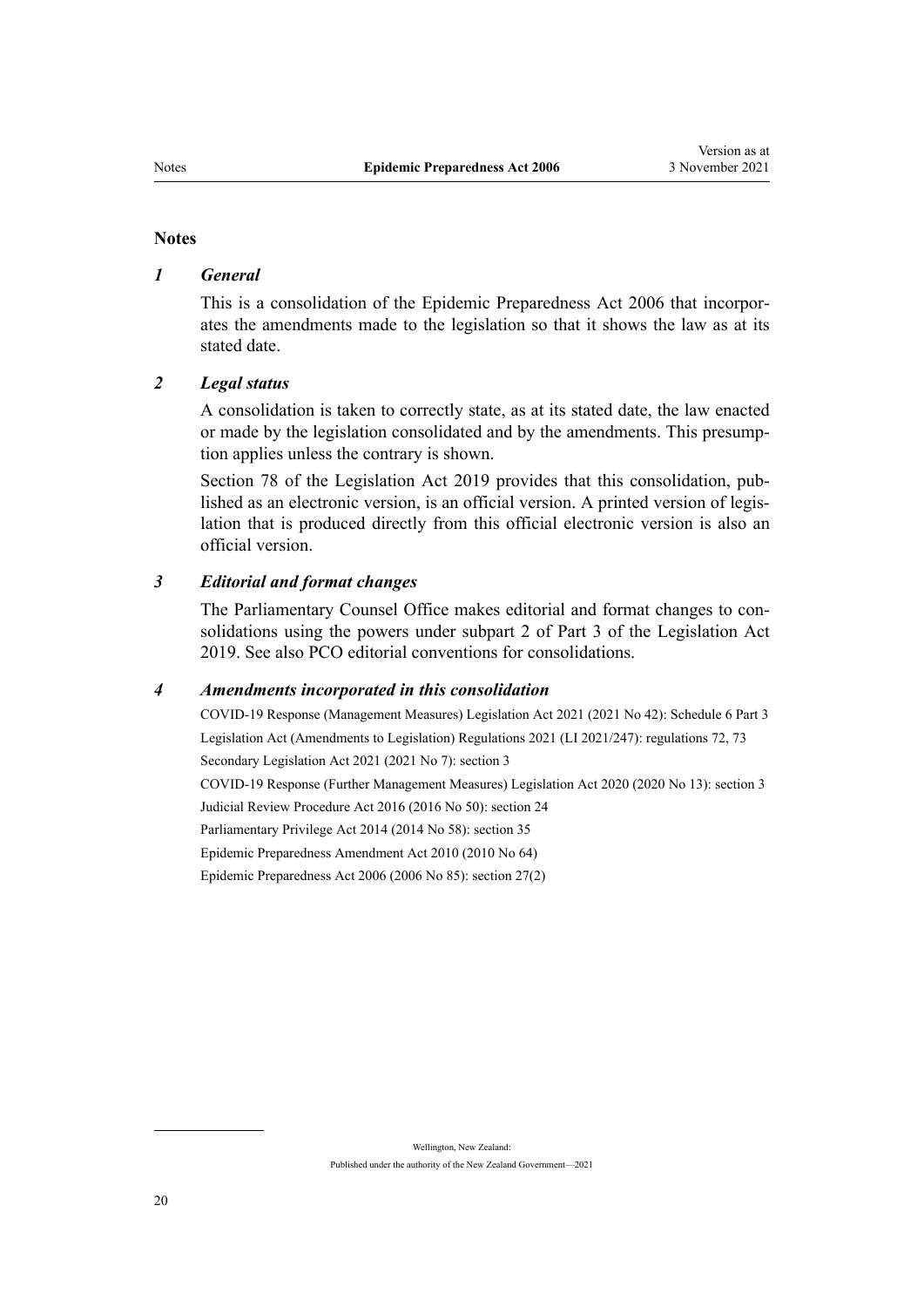## Notes

### *1 General*

This is a consolidation of the Epidemic Preparedness Act 2006 that incorporates the amendments made to the legislation so that it shows the law as at its stated date.

### *2 Legal status*

A consolidation is taken to correctly state, as at its stated date, the law enacted or made by the legislation consolidated and by the amendments. This presumption applies unless the contrary is shown.

Section 78 of the Legislation Act 2019 provides that this consolidation, published as an electronic version, is an official version. A printed version of legislation that is produced directly from this official electronic version is also an official version.

### *3 Editorial and format changes*

The Parliamentary Counsel Office makes editorial and format changes to consolidations using the powers under subpart 2 of Part 3 of the Legislation Act 2019. See also PCO editorial conventions for consolidations.

### *4 Amendments incorporated in this consolidation*

COVID-19 Response (Management Measures) Legislation Act 2021 (2021 No 42): Schedule 6 Part 3

Legislation Act (Amendments to Legislation) Regulations 2021 (LI 2021/247): regulations 72, 73

Secondary Legislation Act 2021 (2021 No 7): section 3

COVID-19 Response (Further Management Measures) Legislation Act 2020 (2020 No 13): section 3

Judicial Review Procedure Act 2016 (2016 No 50): section 24

Parliamentary Privilege Act 2014 (2014 No 58): section 35

Epidemic Preparedness Amendment Act 2010 (2010 No 64)

Epidemic Preparedness Act 2006 (2006 No 85): section 27(2)

Wellington, New Zealand:

Published under the authority of the New Zealand Government—2021